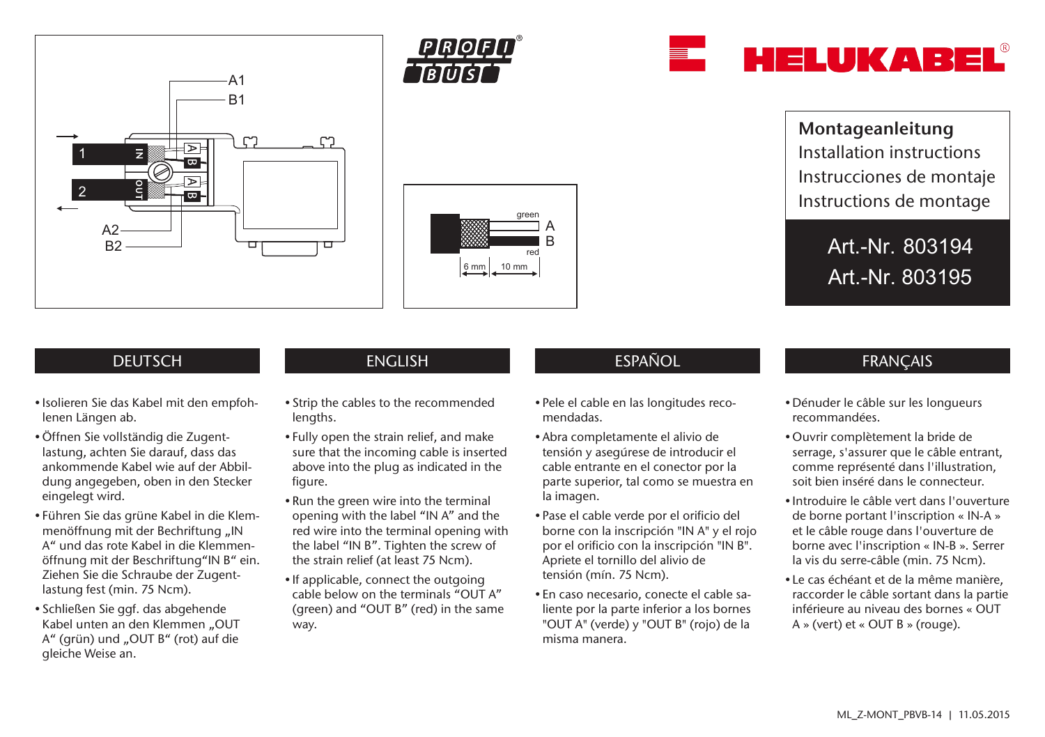PROFIBUS

HELUKABEL

**Montageanleitung**
Installation instructions
Instrucciones de montaje
Instructions de montage

**Art.-Nr. 803194**
**Art.-Nr. 803195**

## DEUTSCH

- Isolieren Sie das Kabel mit den empfohlenen Längen ab.
- Öffnen Sie vollständig die Zugentlastung, achten Sie darauf, dass das ankommende Kabel wie auf der Abbildung angegeben, oben in den Stecker eingelegt wird.
- Führen Sie das grüne Kabel in die Klemmenöffnung mit der Beschriftung „IN A“ und das rote Kabel in die Klemmenöffnung mit der Beschriftung“IN B“ ein. Ziehen Sie die Schraube der Zugentlastung fest (min. 75 Ncm).
- Schließen Sie ggf. das abgehende Kabel unten an den Klemmen „OUT A“ (grün) und „OUT B“ (rot) auf die gleiche Weise an.

## ENGLISH

- Strip the cables to the recommended lengths.
- Fully open the strain relief, and make sure that the incoming cable is inserted above into the plug as indicated in the figure.
- Run the green wire into the terminal opening with the label “IN A” and the red wire into the terminal opening with the label “IN B”. Tighten the screw of the strain relief (at least 75 Ncm).
- If applicable, connect the outgoing cable below on the terminals “OUT A” (green) and “OUT B” (red) in the same way.

## ESPAÑOL

- Pele el cable en las longitudes recomendadas.
- Abra completamente el alivio de tensión y asegúrese de introducir el cable entrante en el conector por la parte superior, tal como se muestra en la imagen.
- Pase el cable verde por el orificio del borne con la inscripción "IN A" y el rojo por el orificio con la inscripción "IN B". Apriete el tornillo del alivio de tensión (mín. 75 Ncm).
- En caso necesario, conecte el cable saliente por la parte inferior a los bornes "OUT A" (verde) y "OUT B" (rojo) de la misma manera.

## FRANÇAIS

- Dénuder le câble sur les longueurs recommandées.
- Ouvrir complètement la bride de serrage, s'assurer que le câble entrant, comme représenté dans l'illustration, soit bien inséré dans le connecteur.
- Introduire le câble vert dans l'ouverture de borne portant l'inscription « IN-A » et le câble rouge dans l'ouverture de borne avec l'inscription « IN-B ». Serrer la vis du serre-câble (min. 75 Ncm).
- Le cas échéant et de la même manière, raccorder le câble sortant dans la partie inférieure au niveau des bornes « OUT A » (vert) et « OUT B » (rouge).

ML_Z-MONT_PBVB-14 | 11.05.2015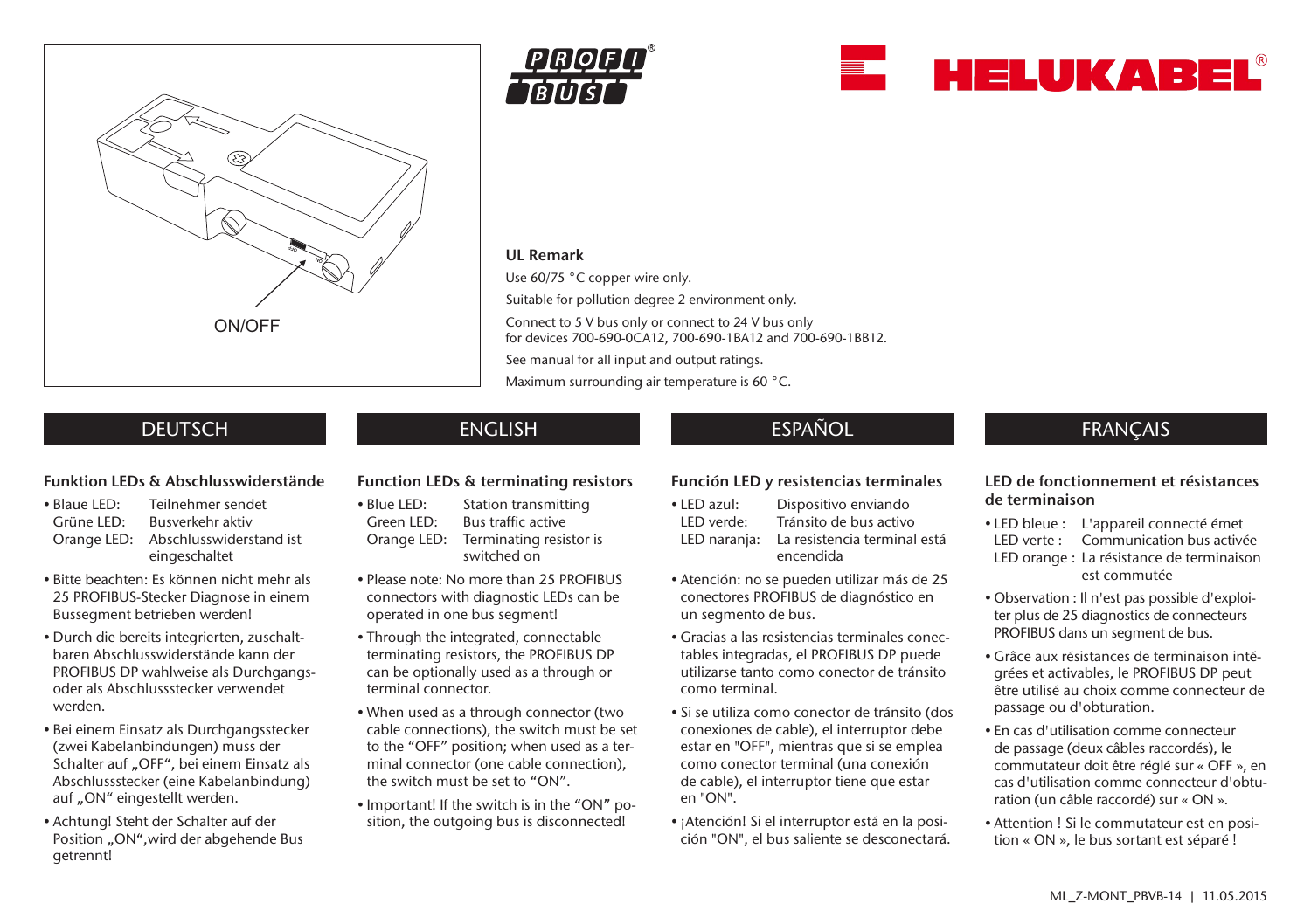ON/OFF

### UL Remark

Use 60/75 °C copper wire only.

Suitable for pollution degree 2 environment only.

Connect to 5 V bus only or connect to 24 V bus only
for devices 700-690-0CA12, 700-690-1BA12 and 700-690-1BB12.

See manual for all input and output ratings.

Maximum surrounding air temperature is 60 °C.

## DEUTSCH

### Funktion LEDs & Abschlusswiderstände

- Blaue LED: Teilnehmer sendet
  Grüne LED: Busverkehr aktiv
  Orange LED: Abschlusswiderstand ist eingeschaltet
- Bitte beachten: Es können nicht mehr als 25 PROFIBUS-Stecker Diagnose in einem Bussegment betrieben werden!
- Durch die bereits integrierten, zuschaltbaren Abschlusswiderstände kann der PROFIBUS DP wahlweise als Durchgangs- oder als Abschlussstecker verwendet werden.
- Bei einem Einsatz als Durchgangsstecker (zwei Kabelanbindungen) muss der Schalter auf „OFF", bei einem Einsatz als Abschlussstecker (eine Kabelanbindung) auf „ON" eingestellt werden.
- Achtung! Steht der Schalter auf der Position „ON",wird der abgehende Bus getrennt!

## ENGLISH

### Function LEDs & terminating resistors

- Blue LED: Station transmitting
  Green LED: Bus traffic active
  Orange LED: Terminating resistor is switched on
- Please note: No more than 25 PROFIBUS connectors with diagnostic LEDs can be operated in one bus segment!
- Through the integrated, connectable terminating resistors, the PROFIBUS DP can be optionally used as a through or terminal connector.
- When used as a through connector (two cable connections), the switch must be set to the "OFF" position; when used as a terminal connector (one cable connection), the switch must be set to "ON".
- Important! If the switch is in the "ON" position, the outgoing bus is disconnected!

## ESPAÑOL

### Función LED y resistencias terminales

- LED azul: Dispositivo enviando
  LED verde: Tránsito de bus activo
  LED naranja: La resistencia terminal está encendida
- Atención: no se pueden utilizar más de 25 conectores PROFIBUS de diagnóstico en un segmento de bus.
- Gracias a las resistencias terminales conectables integradas, el PROFIBUS DP puede utilizarse tanto como conector de tránsito como terminal.
- Si se utiliza como conector de tránsito (dos conexiones de cable), el interruptor debe estar en "OFF", mientras que si se emplea como conector terminal (una conexión de cable), el interruptor tiene que estar en "ON".
- ¡Atención! Si el interruptor está en la posición "ON", el bus saliente se desconectará.

## FRANÇAIS

### LED de fonctionnement et résistances de terminaison

- LED bleue : L'appareil connecté émet
  LED verte : Communication bus activée
  LED orange : La résistance de terminaison est commutée
- Observation : Il n'est pas possible d'exploiter plus de 25 diagnostics de connecteurs PROFIBUS dans un segment de bus.
- Grâce aux résistances de terminaison intégrées et activables, le PROFIBUS DP peut être utilisé au choix comme connecteur de passage ou d'obturation.
- En cas d'utilisation comme connecteur de passage (deux câbles raccordés), le commutateur doit être réglé sur « OFF », en cas d'utilisation comme connecteur d'obturation (un câble raccordé) sur « ON ».
- Attention ! Si le commutateur est en position « ON », le bus sortant est séparé !

ML_Z-MONT_PBVB-14 | 11.05.2015